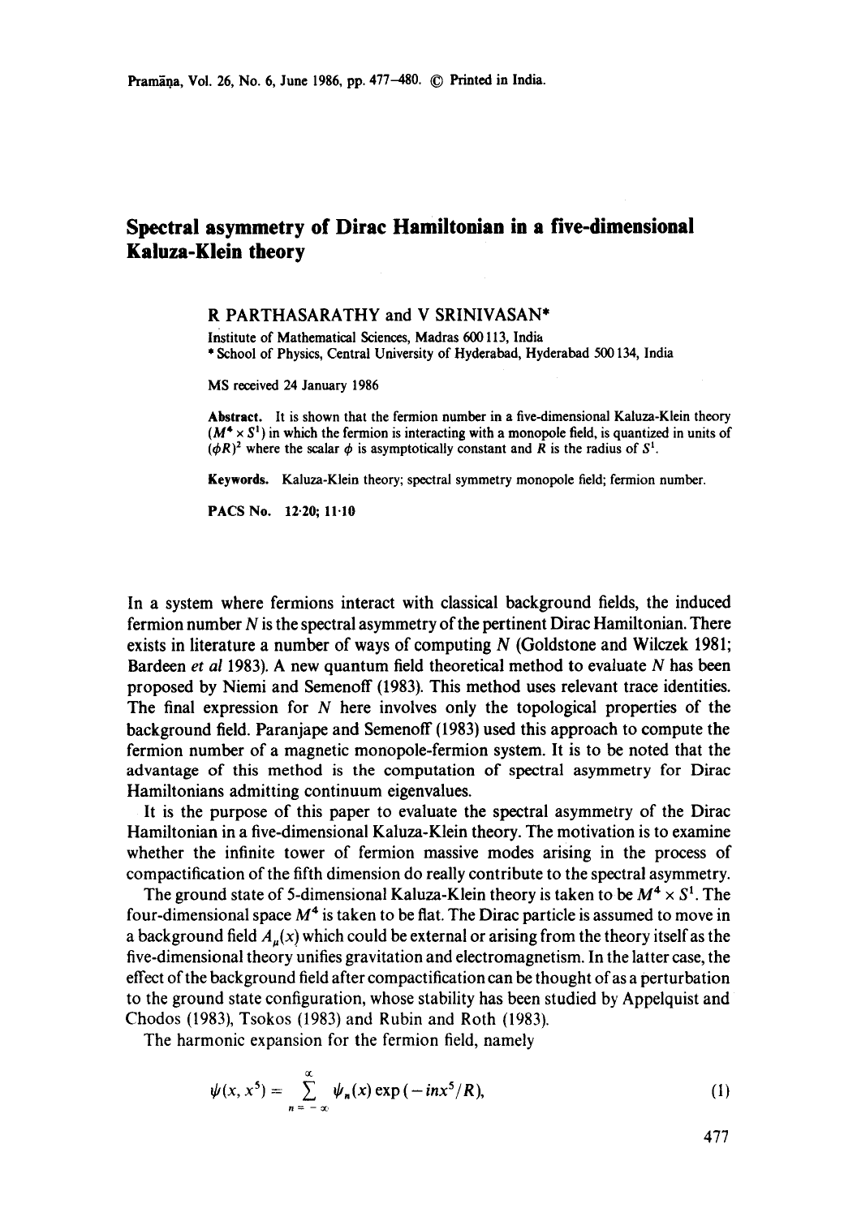# Spectral asymmetry of Dirac Hamiltonian in a five-dimensional Kaluza-Klein theory

R PARTHASARATHY and V SRINIVASAN*

Institute of Mathematical Sciences, Madras 600 113, India

* School of Physics, Central University of Hyderabad, Hyderabad 500 134, India

MS received 24 January 1986

**Abstract.** It is shown that the fermion number in a five-dimensional Kaluza-Klein theory ($M^4 \times S^1$) in which the fermion is interacting with a monopole field, is quantized in units of $(\phi R)^2$ where the scalar $\phi$ is asymptotically constant and $R$ is the radius of $S^1$.

**Keywords.** Kaluza-Klein theory; spectral symmetry monopole field; fermion number.

**PACS No.** 12·20; 11·10

In a system where fermions interact with classical background fields, the induced fermion number $N$ is the spectral asymmetry of the pertinent Dirac Hamiltonian. There exists in literature a number of ways of computing $N$ (Goldstone and Wilczek 1981; Bardeen *et al* 1983). A new quantum field theoretical method to evaluate $N$ has been proposed by Niemi and Semenoff (1983). This method uses relevant trace identities. The final expression for $N$ here involves only the topological properties of the background field. Paranjape and Semenoff (1983) used this approach to compute the fermion number of a magnetic monopole-fermion system. It is to be noted that the advantage of this method is the computation of spectral asymmetry for Dirac Hamiltonians admitting continuum eigenvalues.

It is the purpose of this paper to evaluate the spectral asymmetry of the Dirac Hamiltonian in a five-dimensional Kaluza-Klein theory. The motivation is to examine whether the infinite tower of fermion massive modes arising in the process of compactification of the fifth dimension do really contribute to the spectral asymmetry.

The ground state of 5-dimensional Kaluza-Klein theory is taken to be $M^4 \times S^1$. The four-dimensional space $M^4$ is taken to be flat. The Dirac particle is assumed to move in a background field $A_\mu(x)$ which could be external or arising from the theory itself as the five-dimensional theory unifies gravitation and electromagnetism. In the latter case, the effect of the background field after compactification can be thought of as a perturbation to the ground state configuration, whose stability has been studied by Appelquist and Chodos (1983), Tsokos (1983) and Rubin and Roth (1983).

The harmonic expansion for the fermion field, namely

$$\psi(x, x^5) = \sum_{n=-\infty}^{\infty} \psi_n(x) \exp(-inx^5/R), \tag{1}$$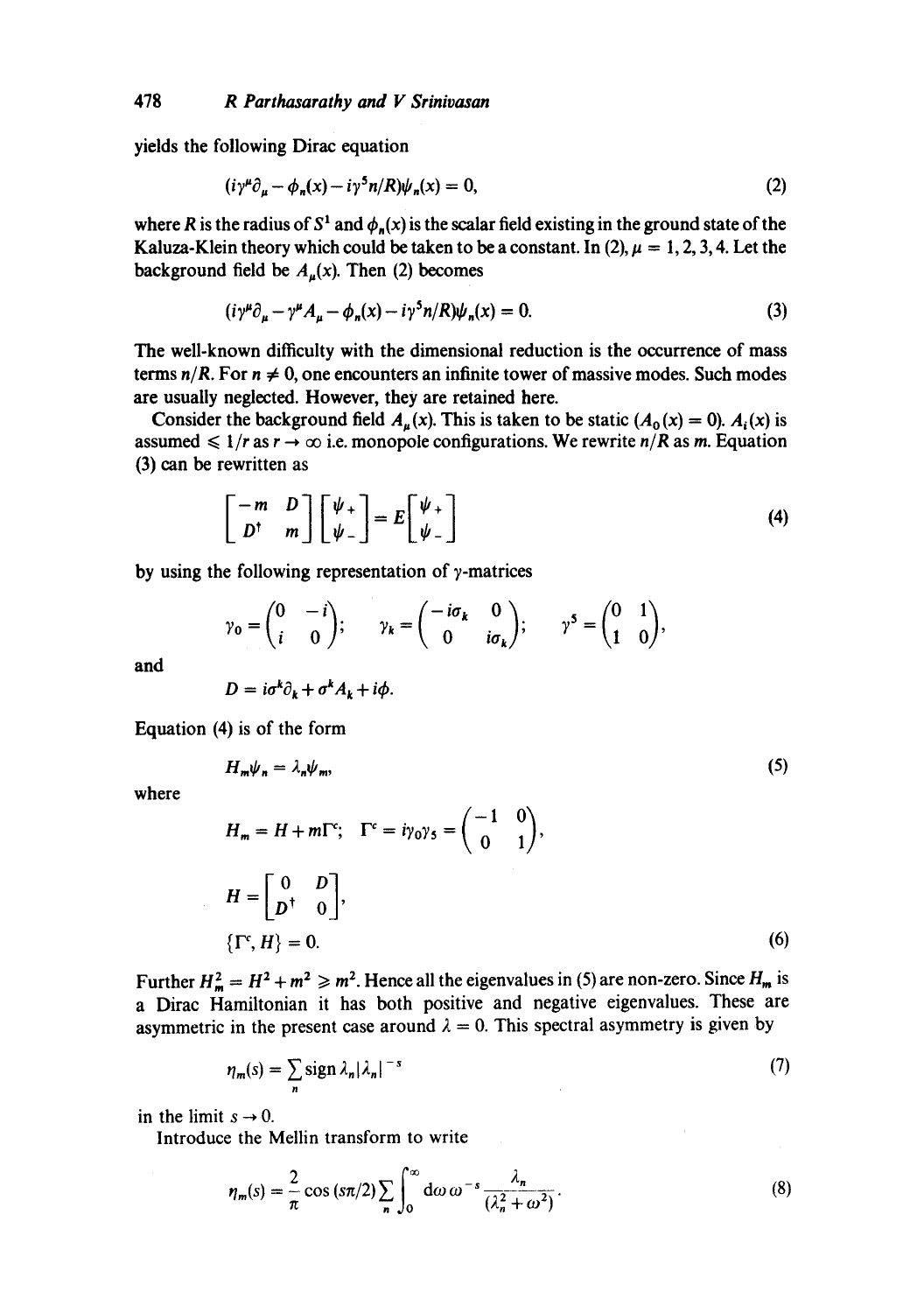yields the following Dirac equation

$$(i\gamma^\mu \partial_\mu - \phi_n(x) - i\gamma^5 n/R)\psi_n(x) = 0, \tag{2}$$

where $R$ is the radius of $S^1$ and $\phi_n(x)$ is the scalar field existing in the ground state of the Kaluza-Klein theory which could be taken to be a constant. In (2), $\mu = 1, 2, 3, 4$. Let the background field be $A_\mu(x)$. Then (2) becomes

$$(i\gamma^\mu \partial_\mu - \gamma^\mu A_\mu - \phi_n(x) - i\gamma^5 n/R)\psi_n(x) = 0. \tag{3}$$

The well-known difficulty with the dimensional reduction is the occurrence of mass terms $n/R$. For $n \neq 0$, one encounters an infinite tower of massive modes. Such modes are usually neglected. However, they are retained here.

Consider the background field $A_\mu(x)$. This is taken to be static ($A_0(x) = 0$). $A_i(x)$ is assumed $\leqslant 1/r$ as $r \to \infty$ i.e. monopole configurations. We rewrite $n/R$ as $m$. Equation (3) can be rewritten as

$$\begin{bmatrix} -m & D \\ D^\dagger & m \end{bmatrix} \begin{bmatrix} \psi_+ \\ \psi_- \end{bmatrix} = E \begin{bmatrix} \psi_+ \\ \psi_- \end{bmatrix} \tag{4}$$

by using the following representation of $\gamma$-matrices

$$\gamma_0 = \begin{pmatrix} 0 & -i \\ i & 0 \end{pmatrix}; \quad \gamma_k = \begin{pmatrix} -i\sigma_k & 0 \\ 0 & i\sigma_k \end{pmatrix}; \quad \gamma^5 = \begin{pmatrix} 0 & 1 \\ 1 & 0 \end{pmatrix},$$

and

$$D = i\sigma^k \partial_k + \sigma^k A_k + i\phi.$$

Equation (4) is of the form

$$H_m \psi_n = \lambda_n \psi_m, \tag{5}$$

where

$$H_m = H + m\Gamma^c; \quad \Gamma^c = i\gamma_0\gamma_5 = \begin{pmatrix} -1 & 0 \\ 0 & 1 \end{pmatrix},$$

$$H = \begin{bmatrix} 0 & D \\ D^\dagger & 0 \end{bmatrix},$$

$$\{\Gamma^c, H\} = 0. \tag{6}$$

Further $H_m^2 = H^2 + m^2 \geqslant m^2$. Hence all the eigenvalues in (5) are non-zero. Since $H_m$ is a Dirac Hamiltonian it has both positive and negative eigenvalues. These are asymmetric in the present case around $\lambda = 0$. This spectral asymmetry is given by

$$\eta_m(s) = \sum_n \operatorname{sign} \lambda_n |\lambda_n|^{-s} \tag{7}$$

in the limit $s \to 0$.

Introduce the Mellin transform to write

$$\eta_m(s) = \frac{2}{\pi} \cos(s\pi/2) \sum_n \int_0^\infty \mathrm{d}\omega\, \omega^{-s} \frac{\lambda_n}{(\lambda_n^2 + \omega^2)}. \tag{8}$$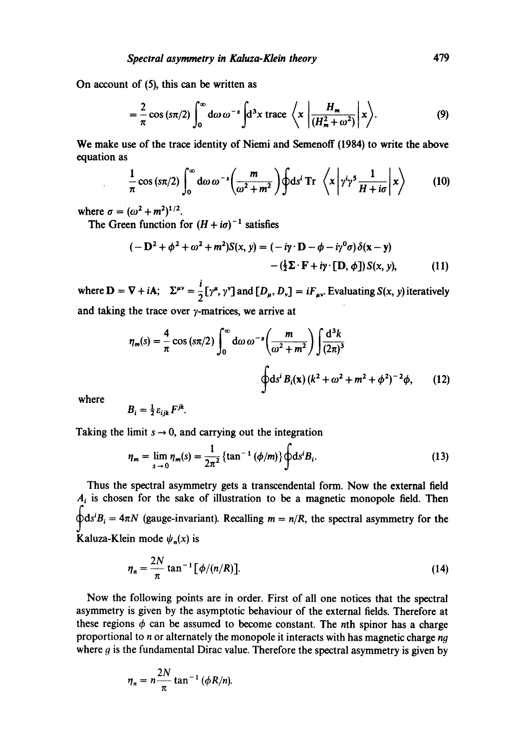On account of (5), this can be written as

$$= \frac{2}{\pi} \cos(s\pi/2) \int_0^\infty d\omega\, \omega^{-s} \int d^3x \text{ trace } \left\langle x \left| \frac{H_m}{(H_m^2 + \omega^2)} \right| x \right\rangle. \tag{9}$$

We make use of the trace identity of Niemi and Semenoff (1984) to write the above equation as

$$\frac{1}{\pi} \cos(s\pi/2) \int_0^\infty d\omega\, \omega^{-s} \left( \frac{m}{\omega^2 + m^2} \right) \oint ds^i \, \text{Tr} \left\langle x \left| \gamma^i \gamma^5 \frac{1}{H + i\sigma} \right| x \right\rangle \tag{10}$$

where $\sigma = (\omega^2 + m^2)^{1/2}$.

The Green function for $(H + i\sigma)^{-1}$ satisfies

$$(-\mathbf{D}^2 + \phi^2 + \omega^2 + m^2) S(x, y) = (-i\gamma \cdot \mathbf{D} - \phi - i\gamma^0 \sigma)\delta(\mathbf{x} - \mathbf{y}) - (\tfrac{1}{2}\mathbf{\Sigma} \cdot \mathbf{F} + i\gamma \cdot [\mathbf{D}, \phi]) S(x, y), \tag{11}$$

where $\mathbf{D} = \nabla + i\mathbf{A}$; $\Sigma^{\mu\nu} = \frac{i}{2}[\gamma^\mu, \gamma^\nu]$ and $[D_\mu, D_\nu] = iF_{\mu\nu}$. Evaluating $S(x, y)$ iteratively and taking the trace over $\gamma$-matrices, we arrive at

$$\eta_m(s) = \frac{4}{\pi} \cos(s\pi/2) \int_0^\infty d\omega\, \omega^{-s} \left( \frac{m}{\omega^2 + m^2} \right) \int \frac{d^3k}{(2\pi)^3} \oint ds^i B_i(\mathbf{x}) (k^2 + \omega^2 + m^2 + \phi^2)^{-2} \phi, \tag{12}$$

where

$$B_i = \tfrac{1}{2} \varepsilon_{ijk} F^{jk}.$$

Taking the limit $s \to 0$, and carrying out the integration

$$\eta_m = \lim_{s \to 0} \eta_m(s) = \frac{1}{2\pi^2} \{\tan^{-1}(\phi/m)\} \oint ds^i B_i. \tag{13}$$

Thus the spectral asymmetry gets a transcendental form. Now the external field $A_i$ is chosen for the sake of illustration to be a magnetic monopole field. Then $\oint ds^i B_i = 4\pi N$ (gauge-invariant). Recalling $m = n/R$, the spectral asymmetry for the Kaluza-Klein mode $\psi_n(x)$ is

$$\eta_n = \frac{2N}{\pi} \tan^{-1}[\phi/(n/R)]. \tag{14}$$

Now the following points are in order. First of all one notices that the spectral asymmetry is given by the asymptotic behaviour of the external fields. Therefore at these regions $\phi$ can be assumed to become constant. The $n$th spinor has a charge proportional to $n$ or alternately the monopole it interacts with has magnetic charge $ng$ where $g$ is the fundamental Dirac value. Therefore the spectral asymmetry is given by

$$\eta_n = n \frac{2N}{\pi} \tan^{-1}(\phi R/n).$$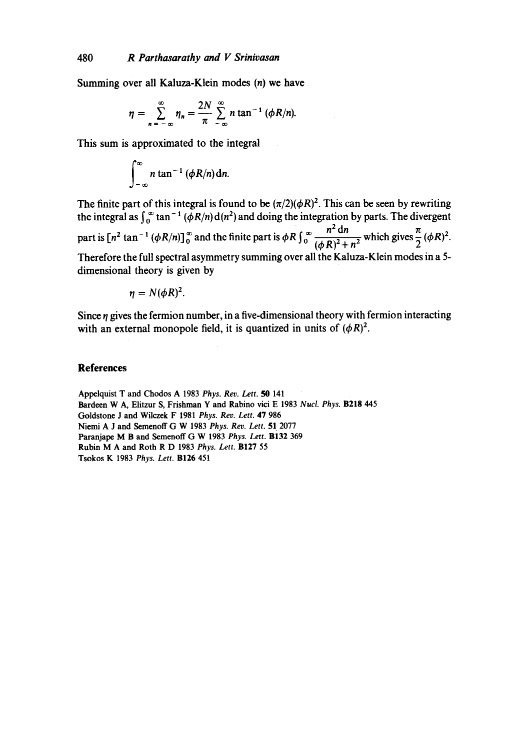Summing over all Kaluza-Klein modes ($n$) we have

$$\eta = \sum_{n=-\infty}^{\infty} \eta_n = \frac{2N}{\pi} \sum_{-\infty}^{\infty} n \tan^{-1}(\phi R/n).$$

This sum is approximated to the integral

$$\int_{-\infty}^{\infty} n \tan^{-1}(\phi R/n) \, \mathrm{d}n.$$

The finite part of this integral is found to be $(\pi/2)(\phi R)^2$. This can be seen by rewriting the integral as $\int_0^{\infty} \tan^{-1}(\phi R/n)\,\mathrm{d}(n^2)$ and doing the integration by parts. The divergent part is $[n^2 \tan^{-1}(\phi R/n)]_0^{\infty}$ and the finite part is $\phi R \int_0^{\infty} \frac{n^2 \,\mathrm{d}n}{(\phi R)^2 + n^2}$ which gives $\frac{\pi}{2}(\phi R)^2$. Therefore the full spectral asymmetry summing over all the Kaluza-Klein modes in a 5-dimensional theory is given by

$$\eta = N(\phi R)^2.$$

Since $\eta$ gives the fermion number, in a five-dimensional theory with fermion interacting with an external monopole field, it is quantized in units of $(\phi R)^2$.

## References

Appelquist T and Chodos A 1983 *Phys. Rev. Lett.* **50** 141

Bardeen W A, Elitzur S, Frishman Y and Rabino vici E 1983 *Nucl. Phys.* **B218** 445

Goldstone J and Wilczek F 1981 *Phys. Rev. Lett.* **47** 986

Niemi A J and Semenoff G W 1983 *Phys. Rev. Lett.* **51** 2077

Paranjape M B and Semenoff G W 1983 *Phys. Lett.* **B132** 369

Rubin M A and Roth R D 1983 *Phys. Lett.* **B127** 55

Tsokos K 1983 *Phys. Lett.* **B126** 451